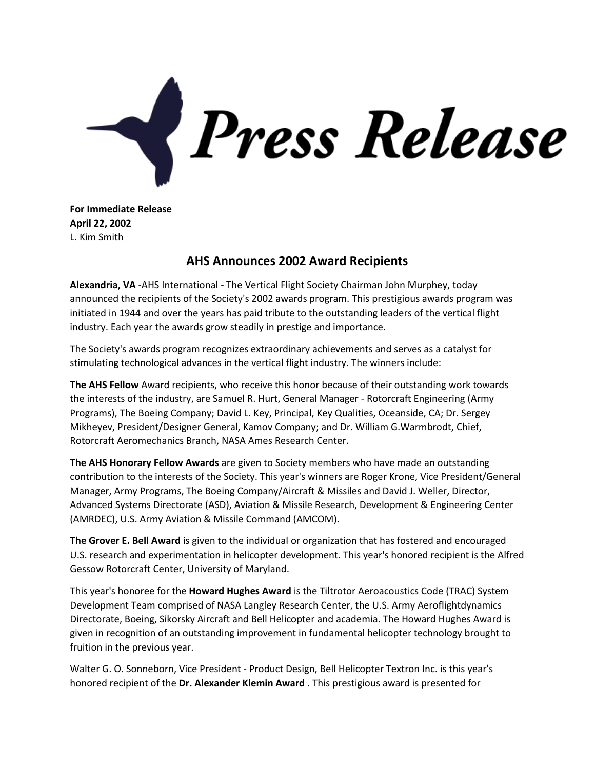# Press Release

**For Immediate Release**
**April 22, 2002**
L. Kim Smith

## AHS Announces 2002 Award Recipients

**Alexandria, VA** -AHS International - The Vertical Flight Society Chairman John Murphey, today announced the recipients of the Society's 2002 awards program. This prestigious awards program was initiated in 1944 and over the years has paid tribute to the outstanding leaders of the vertical flight industry. Each year the awards grow steadily in prestige and importance.

The Society's awards program recognizes extraordinary achievements and serves as a catalyst for stimulating technological advances in the vertical flight industry. The winners include:

**The AHS Fellow** Award recipients, who receive this honor because of their outstanding work towards the interests of the industry, are Samuel R. Hurt, General Manager - Rotorcraft Engineering (Army Programs), The Boeing Company; David L. Key, Principal, Key Qualities, Oceanside, CA; Dr. Sergey Mikheyev, President/Designer General, Kamov Company; and Dr. William G.Warmbrodt, Chief, Rotorcraft Aeromechanics Branch, NASA Ames Research Center.

**The AHS Honorary Fellow Awards** are given to Society members who have made an outstanding contribution to the interests of the Society. This year's winners are Roger Krone, Vice President/General Manager, Army Programs, The Boeing Company/Aircraft & Missiles and David J. Weller, Director, Advanced Systems Directorate (ASD), Aviation & Missile Research, Development & Engineering Center (AMRDEC), U.S. Army Aviation & Missile Command (AMCOM).

**The Grover E. Bell Award** is given to the individual or organization that has fostered and encouraged U.S. research and experimentation in helicopter development. This year's honored recipient is the Alfred Gessow Rotorcraft Center, University of Maryland.

This year's honoree for the **Howard Hughes Award** is the Tiltrotor Aeroacoustics Code (TRAC) System Development Team comprised of NASA Langley Research Center, the U.S. Army Aeroflightdynamics Directorate, Boeing, Sikorsky Aircraft and Bell Helicopter and academia. The Howard Hughes Award is given in recognition of an outstanding improvement in fundamental helicopter technology brought to fruition in the previous year.

Walter G. O. Sonneborn, Vice President - Product Design, Bell Helicopter Textron Inc. is this year's honored recipient of the **Dr. Alexander Klemin Award** . This prestigious award is presented for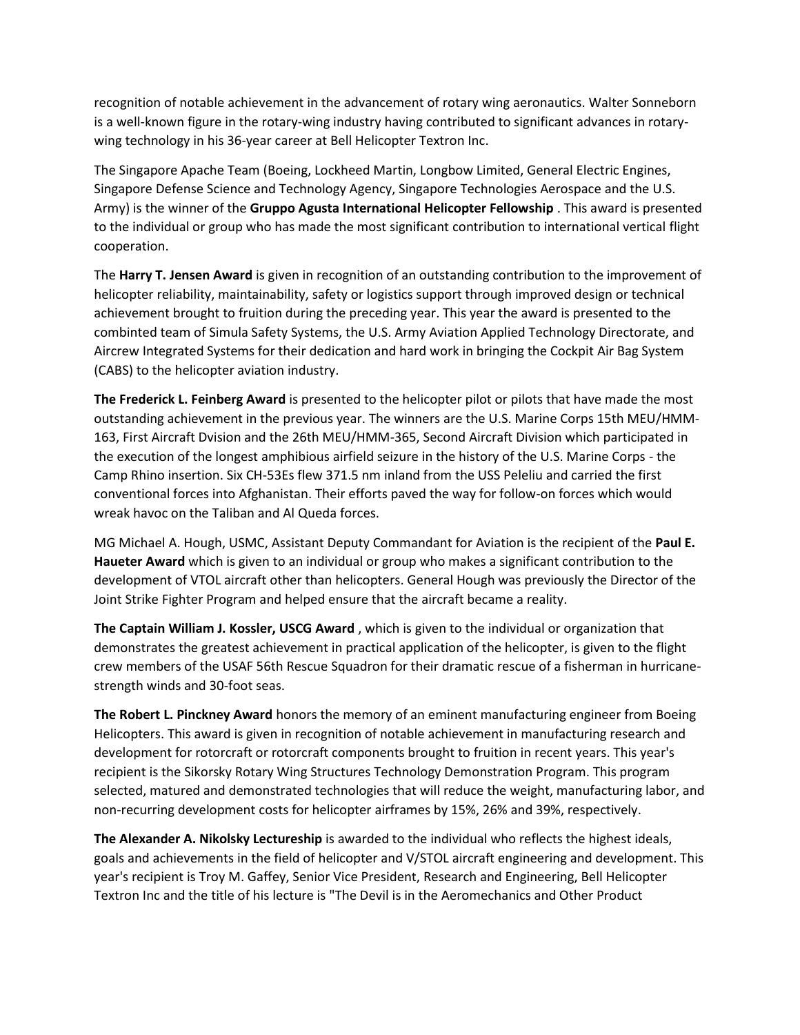recognition of notable achievement in the advancement of rotary wing aeronautics. Walter Sonneborn is a well-known figure in the rotary-wing industry having contributed to significant advances in rotary-wing technology in his 36-year career at Bell Helicopter Textron Inc.

The Singapore Apache Team (Boeing, Lockheed Martin, Longbow Limited, General Electric Engines, Singapore Defense Science and Technology Agency, Singapore Technologies Aerospace and the U.S. Army) is the winner of the **Gruppo Agusta International Helicopter Fellowship** . This award is presented to the individual or group who has made the most significant contribution to international vertical flight cooperation.

The **Harry T. Jensen Award** is given in recognition of an outstanding contribution to the improvement of helicopter reliability, maintainability, safety or logistics support through improved design or technical achievement brought to fruition during the preceding year. This year the award is presented to the combinted team of Simula Safety Systems, the U.S. Army Aviation Applied Technology Directorate, and Aircrew Integrated Systems for their dedication and hard work in bringing the Cockpit Air Bag System (CABS) to the helicopter aviation industry.

**The Frederick L. Feinberg Award** is presented to the helicopter pilot or pilots that have made the most outstanding achievement in the previous year. The winners are the U.S. Marine Corps 15th MEU/HMM-163, First Aircraft Dvision and the 26th MEU/HMM-365, Second Aircraft Division which participated in the execution of the longest amphibious airfield seizure in the history of the U.S. Marine Corps - the Camp Rhino insertion. Six CH-53Es flew 371.5 nm inland from the USS Peleliu and carried the first conventional forces into Afghanistan. Their efforts paved the way for follow-on forces which would wreak havoc on the Taliban and Al Queda forces.

MG Michael A. Hough, USMC, Assistant Deputy Commandant for Aviation is the recipient of the **Paul E. Haueter Award** which is given to an individual or group who makes a significant contribution to the development of VTOL aircraft other than helicopters. General Hough was previously the Director of the Joint Strike Fighter Program and helped ensure that the aircraft became a reality.

**The Captain William J. Kossler, USCG Award** , which is given to the individual or organization that demonstrates the greatest achievement in practical application of the helicopter, is given to the flight crew members of the USAF 56th Rescue Squadron for their dramatic rescue of a fisherman in hurricane-strength winds and 30-foot seas.

**The Robert L. Pinckney Award** honors the memory of an eminent manufacturing engineer from Boeing Helicopters. This award is given in recognition of notable achievement in manufacturing research and development for rotorcraft or rotorcraft components brought to fruition in recent years. This year's recipient is the Sikorsky Rotary Wing Structures Technology Demonstration Program. This program selected, matured and demonstrated technologies that will reduce the weight, manufacturing labor, and non-recurring development costs for helicopter airframes by 15%, 26% and 39%, respectively.

**The Alexander A. Nikolsky Lectureship** is awarded to the individual who reflects the highest ideals, goals and achievements in the field of helicopter and V/STOL aircraft engineering and development. This year's recipient is Troy M. Gaffey, Senior Vice President, Research and Engineering, Bell Helicopter Textron Inc and the title of his lecture is "The Devil is in the Aeromechanics and Other Product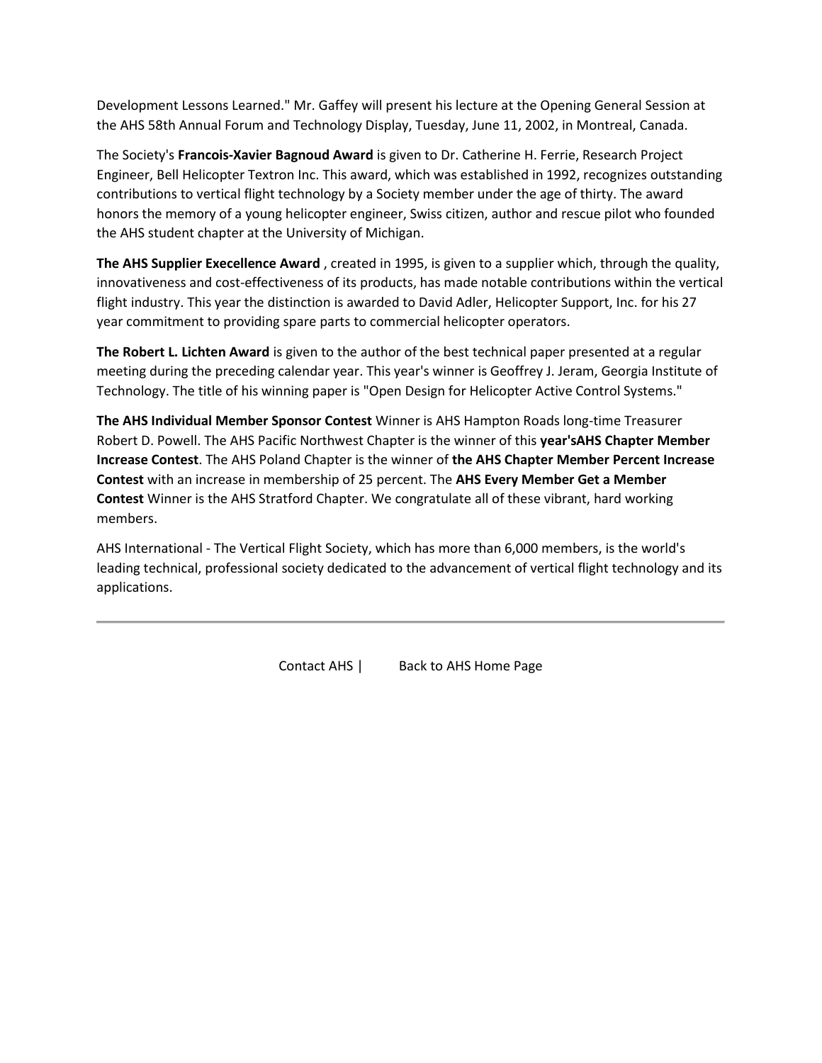Development Lessons Learned." Mr. Gaffey will present his lecture at the Opening General Session at the AHS 58th Annual Forum and Technology Display, Tuesday, June 11, 2002, in Montreal, Canada.

The Society's **Francois-Xavier Bagnoud Award** is given to Dr. Catherine H. Ferrie, Research Project Engineer, Bell Helicopter Textron Inc. This award, which was established in 1992, recognizes outstanding contributions to vertical flight technology by a Society member under the age of thirty. The award honors the memory of a young helicopter engineer, Swiss citizen, author and rescue pilot who founded the AHS student chapter at the University of Michigan.

**The AHS Supplier Exececellence Award** , created in 1995, is given to a supplier which, through the quality, innovativeness and cost-effectiveness of its products, has made notable contributions within the vertical flight industry. This year the distinction is awarded to David Adler, Helicopter Support, Inc. for his 27 year commitment to providing spare parts to commercial helicopter operators.

**The Robert L. Lichten Award** is given to the author of the best technical paper presented at a regular meeting during the preceding calendar year. This year's winner is Geoffrey J. Jeram, Georgia Institute of Technology. The title of his winning paper is "Open Design for Helicopter Active Control Systems."

**The AHS Individual Member Sponsor Contest** Winner is AHS Hampton Roads long-time Treasurer Robert D. Powell. The AHS Pacific Northwest Chapter is the winner of this **year'sAHS Chapter Member Increase Contest**. The AHS Poland Chapter is the winner of **the AHS Chapter Member Percent Increase Contest** with an increase in membership of 25 percent. The **AHS Every Member Get a Member Contest** Winner is the AHS Stratford Chapter. We congratulate all of these vibrant, hard working members.

AHS International - The Vertical Flight Society, which has more than 6,000 members, is the world's leading technical, professional society dedicated to the advancement of vertical flight technology and its applications.

---

Contact AHS | Back to AHS Home Page